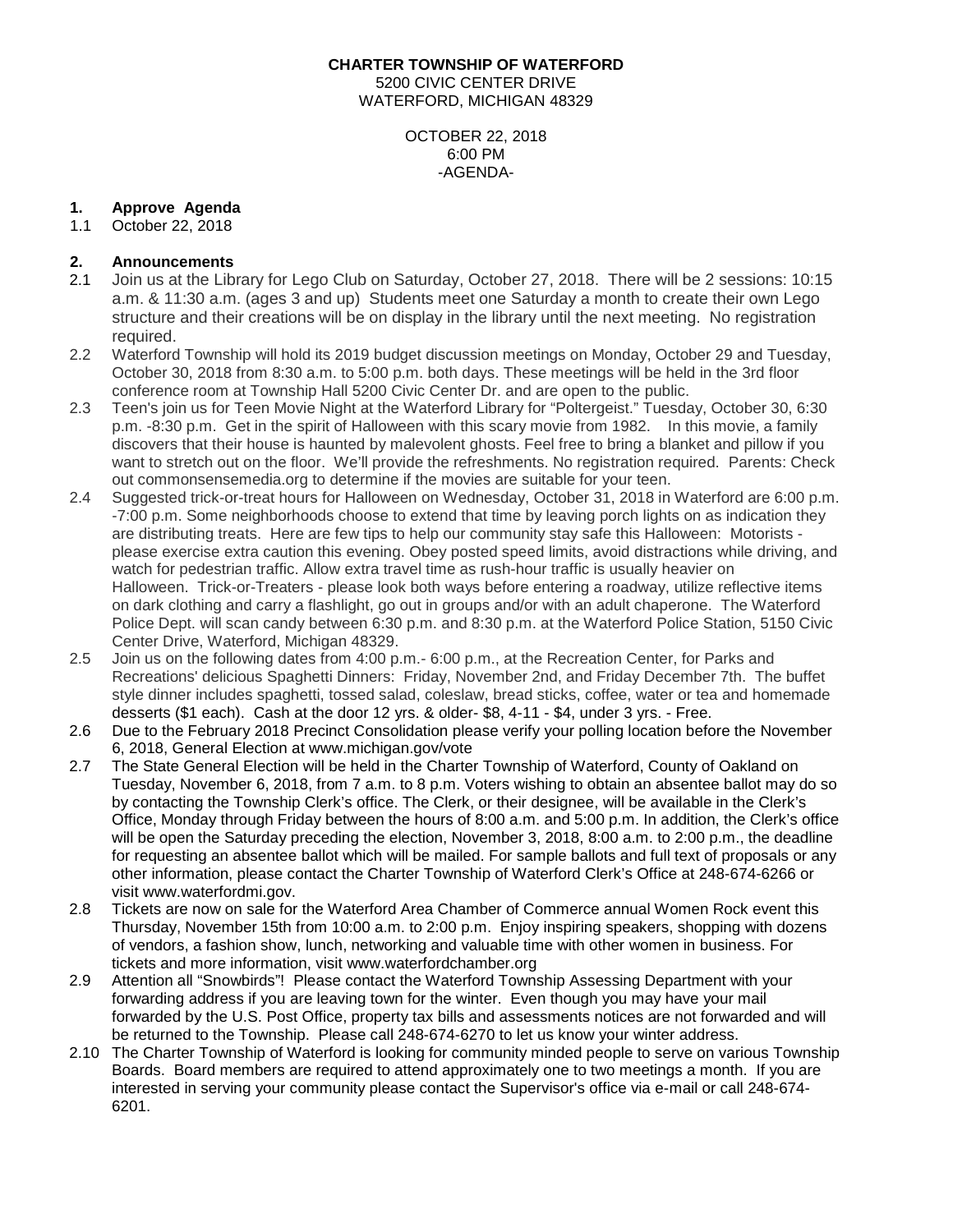**CHARTER TOWNSHIP OF WATERFORD**
5200 CIVIC CENTER DRIVE
WATERFORD, MICHIGAN 48329

OCTOBER 22, 2018
6:00 PM
-AGENDA-

**1. Approve Agenda**

1.1 October 22, 2018

**2. Announcements**

2.1 Join us at the Library for Lego Club on Saturday, October 27, 2018. There will be 2 sessions: 10:15 a.m. & 11:30 a.m. (ages 3 and up) Students meet one Saturday a month to create their own Lego structure and their creations will be on display in the library until the next meeting. No registration required.

2.2 Waterford Township will hold its 2019 budget discussion meetings on Monday, October 29 and Tuesday, October 30, 2018 from 8:30 a.m. to 5:00 p.m. both days. These meetings will be held in the 3rd floor conference room at Township Hall 5200 Civic Center Dr. and are open to the public.

2.3 Teen's join us for Teen Movie Night at the Waterford Library for "Poltergeist." Tuesday, October 30, 6:30 p.m. -8:30 p.m. Get in the spirit of Halloween with this scary movie from 1982. In this movie, a family discovers that their house is haunted by malevolent ghosts. Feel free to bring a blanket and pillow if you want to stretch out on the floor. We'll provide the refreshments. No registration required. Parents: Check out commonsensemedia.org to determine if the movies are suitable for your teen.

2.4 Suggested trick-or-treat hours for Halloween on Wednesday, October 31, 2018 in Waterford are 6:00 p.m. -7:00 p.m. Some neighborhoods choose to extend that time by leaving porch lights on as indication they are distributing treats. Here are few tips to help our community stay safe this Halloween: Motorists - please exercise extra caution this evening. Obey posted speed limits, avoid distractions while driving, and watch for pedestrian traffic. Allow extra travel time as rush-hour traffic is usually heavier on Halloween. Trick-or-Treaters - please look both ways before entering a roadway, utilize reflective items on dark clothing and carry a flashlight, go out in groups and/or with an adult chaperone. The Waterford Police Dept. will scan candy between 6:30 p.m. and 8:30 p.m. at the Waterford Police Station, 5150 Civic Center Drive, Waterford, Michigan 48329.

2.5 Join us on the following dates from 4:00 p.m.- 6:00 p.m., at the Recreation Center, for Parks and Recreations' delicious Spaghetti Dinners: Friday, November 2nd, and Friday December 7th. The buffet style dinner includes spaghetti, tossed salad, coleslaw, bread sticks, coffee, water or tea and homemade desserts ($1 each). Cash at the door 12 yrs. & older- $8, 4-11 - $4, under 3 yrs. - Free.

2.6 Due to the February 2018 Precinct Consolidation please verify your polling location before the November 6, 2018, General Election at www.michigan.gov/vote

2.7 The State General Election will be held in the Charter Township of Waterford, County of Oakland on Tuesday, November 6, 2018, from 7 a.m. to 8 p.m. Voters wishing to obtain an absentee ballot may do so by contacting the Township Clerk's office. The Clerk, or their designee, will be available in the Clerk's Office, Monday through Friday between the hours of 8:00 a.m. and 5:00 p.m. In addition, the Clerk's office will be open the Saturday preceding the election, November 3, 2018, 8:00 a.m. to 2:00 p.m., the deadline for requesting an absentee ballot which will be mailed. For sample ballots and full text of proposals or any other information, please contact the Charter Township of Waterford Clerk's Office at 248-674-6266 or visit www.waterfordmi.gov.

2.8 Tickets are now on sale for the Waterford Area Chamber of Commerce annual Women Rock event this Thursday, November 15th from 10:00 a.m. to 2:00 p.m. Enjoy inspiring speakers, shopping with dozens of vendors, a fashion show, lunch, networking and valuable time with other women in business. For tickets and more information, visit www.waterfordchamber.org

2.9 Attention all "Snowbirds"! Please contact the Waterford Township Assessing Department with your forwarding address if you are leaving town for the winter. Even though you may have your mail forwarded by the U.S. Post Office, property tax bills and assessments notices are not forwarded and will be returned to the Township. Please call 248-674-6270 to let us know your winter address.

2.10 The Charter Township of Waterford is looking for community minded people to serve on various Township Boards. Board members are required to attend approximately one to two meetings a month. If you are interested in serving your community please contact the Supervisor's office via e-mail or call 248-674-6201.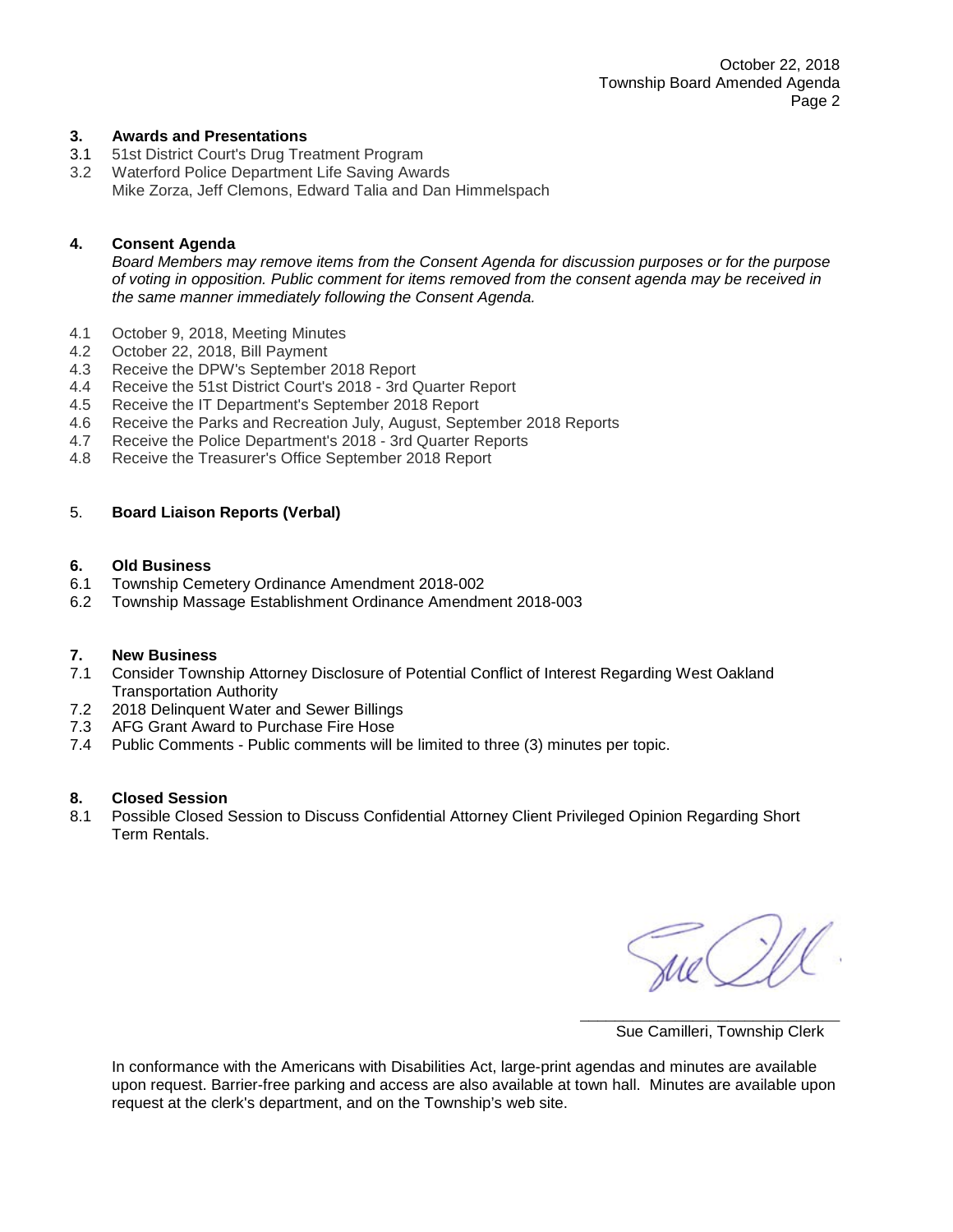### 3. Awards and Presentations

3.1 51st District Court's Drug Treatment Program

3.2 Waterford Police Department Life Saving Awards
Mike Zorza, Jeff Clemons, Edward Talia and Dan Himmelspach

### 4. Consent Agenda

*Board Members may remove items from the Consent Agenda for discussion purposes or for the purpose of voting in opposition. Public comment for items removed from the consent agenda may be received in the same manner immediately following the Consent Agenda.*

4.1 October 9, 2018, Meeting Minutes

4.2 October 22, 2018, Bill Payment

4.3 Receive the DPW's September 2018 Report

4.4 Receive the 51st District Court's 2018 - 3rd Quarter Report

4.5 Receive the IT Department's September 2018 Report

4.6 Receive the Parks and Recreation July, August, September 2018 Reports

4.7 Receive the Police Department's 2018 - 3rd Quarter Reports

4.8 Receive the Treasurer's Office September 2018 Report

### 5. Board Liaison Reports (Verbal)

### 6. Old Business

6.1 Township Cemetery Ordinance Amendment 2018-002

6.2 Township Massage Establishment Ordinance Amendment 2018-003

### 7. New Business

7.1 Consider Township Attorney Disclosure of Potential Conflict of Interest Regarding West Oakland Transportation Authority

7.2 2018 Delinquent Water and Sewer Billings

7.3 AFG Grant Award to Purchase Fire Hose

7.4 Public Comments - Public comments will be limited to three (3) minutes per topic.

### 8. Closed Session

8.1 Possible Closed Session to Discuss Confidential Attorney Client Privileged Opinion Regarding Short Term Rentals.

Sue Camilleri, Township Clerk

In conformance with the Americans with Disabilities Act, large-print agendas and minutes are available upon request. Barrier-free parking and access are also available at town hall. Minutes are available upon request at the clerk's department, and on the Township's web site.